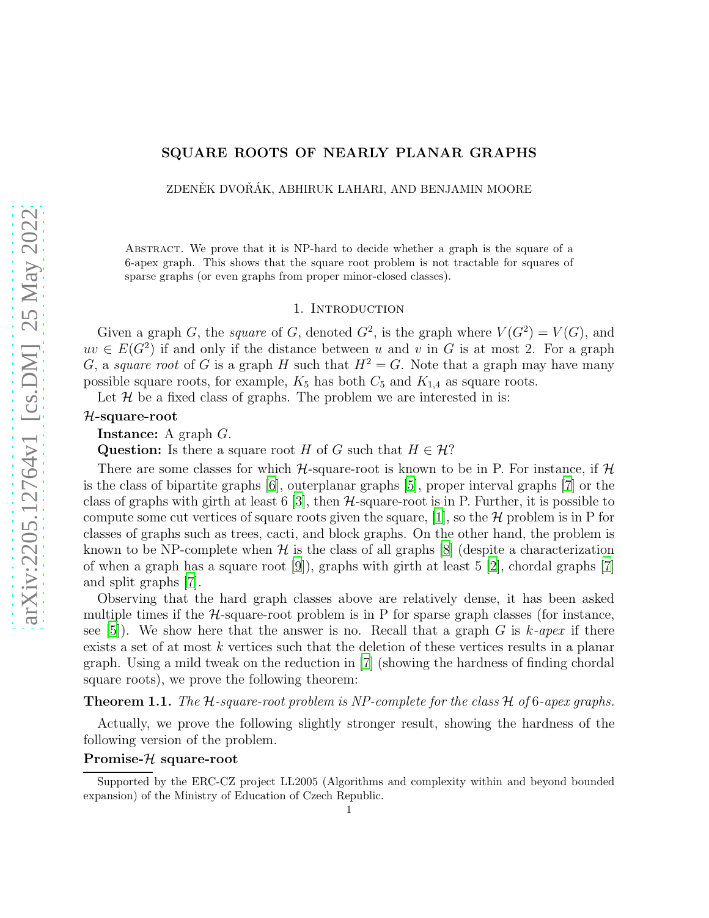# SQUARE ROOTS OF NEARLY PLANAR GRAPHS

ZDENĚK DVOŘÁK, ABHIRUK LAHARI, AND BENJAMIN MOORE

Abstract. We prove that it is NP-hard to decide whether a graph is the square of a 6-apex graph. This shows that the square root problem is not tractable for squares of sparse graphs (or even graphs from proper minor-closed classes).

## 1. Introduction

Given a graph $G$, the *square* of $G$, denoted $G^2$, is the graph where $V(G^2) = V(G)$, and $uv \in E(G^2)$ if and only if the distance between $u$ and $v$ in $G$ is at most 2. For a graph $G$, a *square root* of $G$ is a graph $H$ such that $H^2 = G$. Note that a graph may have many possible square roots, for example, $K_5$ has both $C_5$ and $K_{1,4}$ as square roots.

Let $\mathcal{H}$ be a fixed class of graphs. The problem we are interested in is:

**$\mathcal{H}$-square-root**

**Instance:** A graph $G$.

**Question:** Is there a square root $H$ of $G$ such that $H \in \mathcal{H}$?

There are some classes for which $\mathcal{H}$-square-root is known to be in P. For instance, if $\mathcal{H}$ is the class of bipartite graphs [6], outerplanar graphs [5], proper interval graphs [7] or the class of graphs with girth at least 6 [3], then $\mathcal{H}$-square-root is in P. Further, it is possible to compute some cut vertices of square roots given the square, [1], so the $\mathcal{H}$ problem is in P for classes of graphs such as trees, cacti, and block graphs. On the other hand, the problem is known to be NP-complete when $\mathcal{H}$ is the class of all graphs [8] (despite a characterization of when a graph has a square root [9]), graphs with girth at least 5 [2], chordal graphs [7] and split graphs [7].

Observing that the hard graph classes above are relatively dense, it has been asked multiple times if the $\mathcal{H}$-square-root problem is in P for sparse graph classes (for instance, see [5]). We show here that the answer is no. Recall that a graph $G$ is *$k$-apex* if there exists a set of at most $k$ vertices such that the deletion of these vertices results in a planar graph. Using a mild tweak on the reduction in [7] (showing the hardness of finding chordal square roots), we prove the following theorem:

**Theorem 1.1.** *The $\mathcal{H}$-square-root problem is NP-complete for the class $\mathcal{H}$ of 6-apex graphs.*

Actually, we prove the following slightly stronger result, showing the hardness of the following version of the problem.

**Promise-$\mathcal{H}$ square-root**

Supported by the ERC-CZ project LL2005 (Algorithms and complexity within and beyond bounded expansion) of the Ministry of Education of Czech Republic.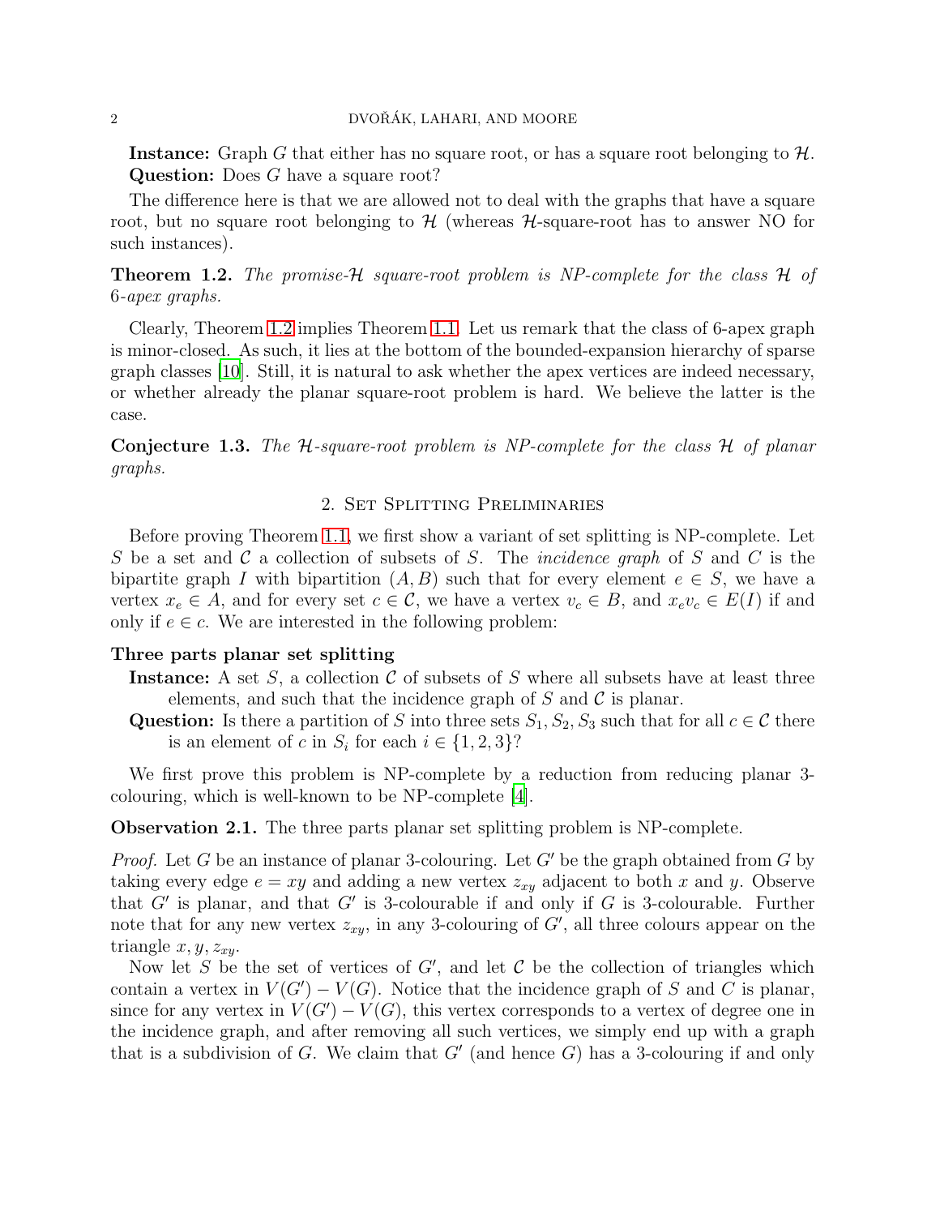**Instance:** Graph $G$ that either has no square root, or has a square root belonging to $\mathcal{H}$.
**Question:** Does $G$ have a square root?

The difference here is that we are allowed not to deal with the graphs that have a square root, but no square root belonging to $\mathcal{H}$ (whereas $\mathcal{H}$-square-root has to answer NO for such instances).

**Theorem 1.2.** *The promise-$\mathcal{H}$ square-root problem is NP-complete for the class $\mathcal{H}$ of 6-apex graphs.*

Clearly, Theorem 1.2 implies Theorem 1.1. Let us remark that the class of 6-apex graph is minor-closed. As such, it lies at the bottom of the bounded-expansion hierarchy of sparse graph classes [10]. Still, it is natural to ask whether the apex vertices are indeed necessary, or whether already the planar square-root problem is hard. We believe the latter is the case.

**Conjecture 1.3.** *The $\mathcal{H}$-square-root problem is NP-complete for the class $\mathcal{H}$ of planar graphs.*

## 2. Set Splitting Preliminaries

Before proving Theorem 1.1, we first show a variant of set splitting is NP-complete. Let $S$ be a set and $\mathcal{C}$ a collection of subsets of $S$. The *incidence graph* of $S$ and $C$ is the bipartite graph $I$ with bipartition $(A, B)$ such that for every element $e \in S$, we have a vertex $x_e \in A$, and for every set $c \in \mathcal{C}$, we have a vertex $v_c \in B$, and $x_e v_c \in E(I)$ if and only if $e \in c$. We are interested in the following problem:

**Three parts planar set splitting**

- **Instance:** A set $S$, a collection $\mathcal{C}$ of subsets of $S$ where all subsets have at least three elements, and such that the incidence graph of $S$ and $\mathcal{C}$ is planar.
- **Question:** Is there a partition of $S$ into three sets $S_1, S_2, S_3$ such that for all $c \in \mathcal{C}$ there is an element of $c$ in $S_i$ for each $i \in \{1, 2, 3\}$?

We first prove this problem is NP-complete by a reduction from reducing planar 3-colouring, which is well-known to be NP-complete [4].

**Observation 2.1.** The three parts planar set splitting problem is NP-complete.

*Proof.* Let $G$ be an instance of planar 3-colouring. Let $G'$ be the graph obtained from $G$ by taking every edge $e = xy$ and adding a new vertex $z_{xy}$ adjacent to both $x$ and $y$. Observe that $G'$ is planar, and that $G'$ is 3-colourable if and only if $G$ is 3-colourable. Further note that for any new vertex $z_{xy}$, in any 3-colouring of $G'$, all three colours appear on the triangle $x, y, z_{xy}$.

Now let $S$ be the set of vertices of $G'$, and let $\mathcal{C}$ be the collection of triangles which contain a vertex in $V(G') - V(G)$. Notice that the incidence graph of $S$ and $C$ is planar, since for any vertex in $V(G') - V(G)$, this vertex corresponds to a vertex of degree one in the incidence graph, and after removing all such vertices, we simply end up with a graph that is a subdivision of $G$. We claim that $G'$ (and hence $G$) has a 3-colouring if and only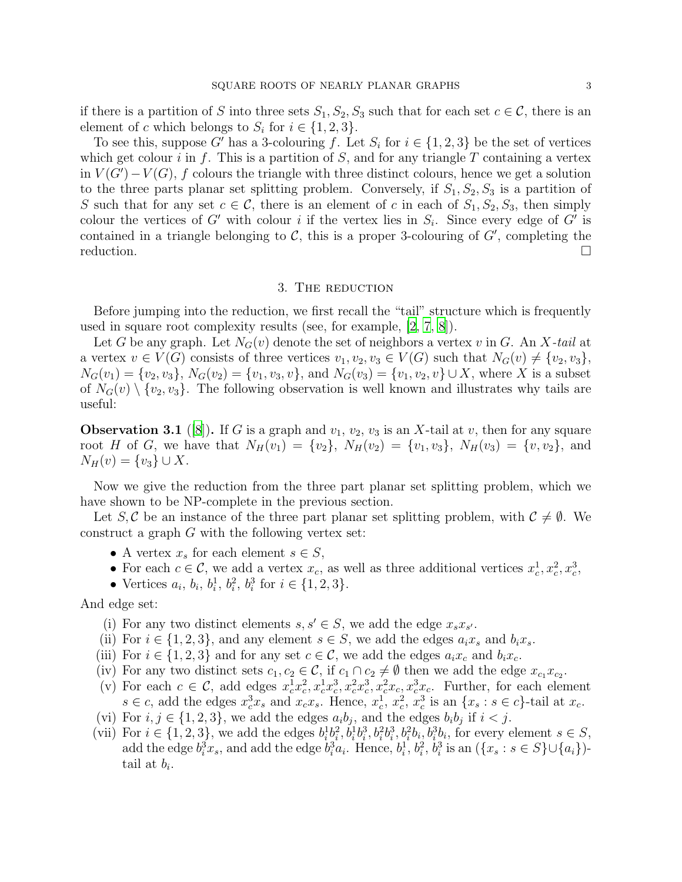if there is a partition of $S$ into three sets $S_1, S_2, S_3$ such that for each set $c \in \mathcal{C}$, there is an element of $c$ which belongs to $S_i$ for $i \in \{1, 2, 3\}$.

To see this, suppose $G'$ has a 3-colouring $f$. Let $S_i$ for $i \in \{1, 2, 3\}$ be the set of vertices which get colour $i$ in $f$. This is a partition of $S$, and for any triangle $T$ containing a vertex in $V(G') - V(G)$, $f$ colours the triangle with three distinct colours, hence we get a solution to the three parts planar set splitting problem. Conversely, if $S_1, S_2, S_3$ is a partition of $S$ such that for any set $c \in \mathcal{C}$, there is an element of $c$ in each of $S_1, S_2, S_3$, then simply colour the vertices of $G'$ with colour $i$ if the vertex lies in $S_i$. Since every edge of $G'$ is contained in a triangle belonging to $\mathcal{C}$, this is a proper 3-colouring of $G'$, completing the reduction. □

## 3. The reduction

Before jumping into the reduction, we first recall the "tail" structure which is frequently used in square root complexity results (see, for example, [2, 7, 8]).

Let $G$ be any graph. Let $N_G(v)$ denote the set of neighbors a vertex $v$ in $G$. An *$X$-tail* at a vertex $v \in V(G)$ consists of three vertices $v_1, v_2, v_3 \in V(G)$ such that $N_G(v) \neq \{v_2, v_3\}$, $N_G(v_1) = \{v_2, v_3\}$, $N_G(v_2) = \{v_1, v_3, v\}$, and $N_G(v_3) = \{v_1, v_2, v\} \cup X$, where $X$ is a subset of $N_G(v) \setminus \{v_2, v_3\}$. The following observation is well known and illustrates why tails are useful:

**Observation 3.1** ([8])**.** If $G$ is a graph and $v_1$, $v_2$, $v_3$ is an $X$-tail at $v$, then for any square root $H$ of $G$, we have that $N_H(v_1) = \{v_2\}$, $N_H(v_2) = \{v_1, v_3\}$, $N_H(v_3) = \{v, v_2\}$, and $N_H(v) = \{v_3\} \cup X$.

Now we give the reduction from the three part planar set splitting problem, which we have shown to be NP-complete in the previous section.

Let $S, \mathcal{C}$ be an instance of the three part planar set splitting problem, with $\mathcal{C} \neq \emptyset$. We construct a graph $G$ with the following vertex set:

- A vertex $x_s$ for each element $s \in S$,
- For each $c \in \mathcal{C}$, we add a vertex $x_c$, as well as three additional vertices $x_c^1, x_c^2, x_c^3$,
- Vertices $a_i$, $b_i$, $b_i^1$, $b_i^2$, $b_i^3$ for $i \in \{1, 2, 3\}$.

And edge set:

(i) For any two distinct elements $s, s' \in S$, we add the edge $x_s x_{s'}$.
(ii) For $i \in \{1, 2, 3\}$, and any element $s \in S$, we add the edges $a_i x_s$ and $b_i x_s$.
(iii) For $i \in \{1, 2, 3\}$ and for any set $c \in \mathcal{C}$, we add the edges $a_i x_c$ and $b_i x_c$.
(iv) For any two distinct sets $c_1, c_2 \in \mathcal{C}$, if $c_1 \cap c_2 \neq \emptyset$ then we add the edge $x_{c_1} x_{c_2}$.
(v) For each $c \in \mathcal{C}$, add edges $x_c^1 x_c^2, x_c^1 x_c^3, x_c^2 x_c^3, x_c^2 x_c, x_c^3 x_c$. Further, for each element $s \in c$, add the edges $x_c^3 x_s$ and $x_c x_s$. Hence, $x_c^1$, $x_c^2$, $x_c^3$ is an $\{x_s : s \in c\}$-tail at $x_c$.
(vi) For $i, j \in \{1, 2, 3\}$, we add the edges $a_i b_j$, and the edges $b_i b_j$ if $i < j$.
(vii) For $i \in \{1, 2, 3\}$, we add the edges $b_i^1 b_i^2, b_i^1 b_i^3, b_i^2 b_i^3, b_i^2 b_i, b_i^3 b_i$, for every element $s \in S$, add the edge $b_i^3 x_s$, and add the edge $b_i^3 a_i$. Hence, $b_i^1$, $b_i^2$, $b_i^3$ is an $(\{x_s : s \in S\} \cup \{a_i\})$-tail at $b_i$.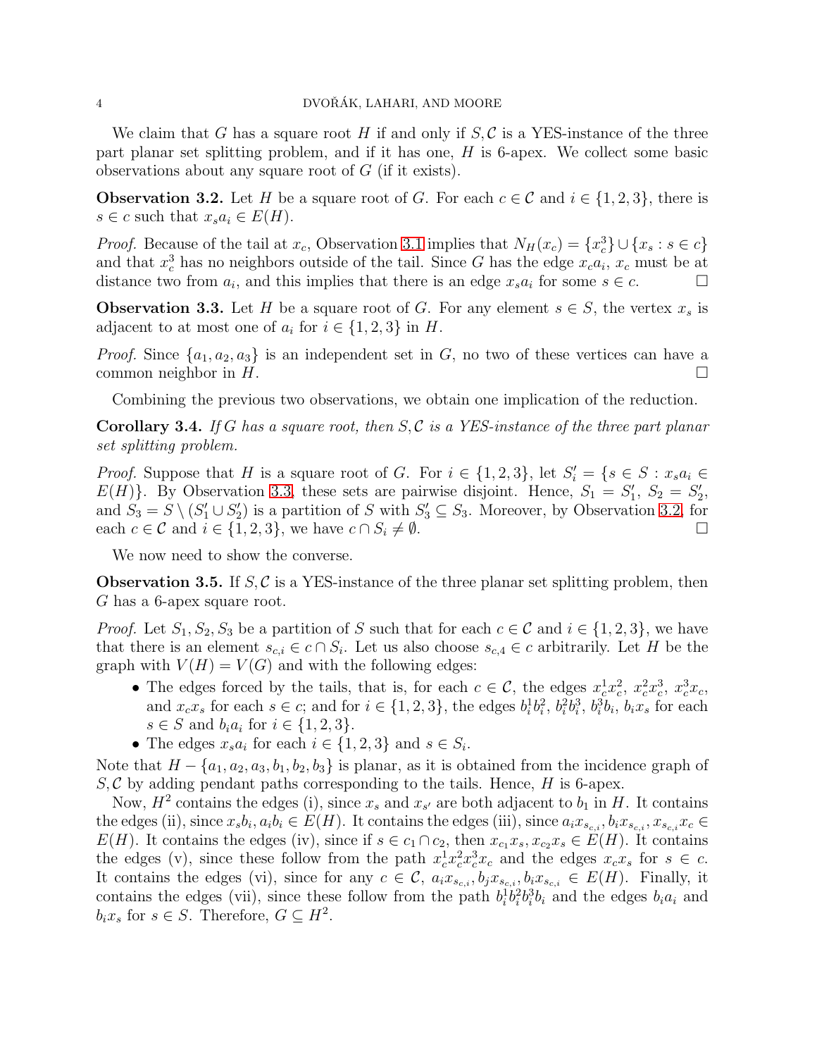We claim that $G$ has a square root $H$ if and only if $S, \mathcal{C}$ is a YES-instance of the three part planar set splitting problem, and if it has one, $H$ is 6-apex. We collect some basic observations about any square root of $G$ (if it exists).

**Observation 3.2.** Let $H$ be a square root of $G$. For each $c \in \mathcal{C}$ and $i \in \{1, 2, 3\}$, there is $s \in c$ such that $x_s a_i \in E(H)$.

*Proof.* Because of the tail at $x_c$, Observation 3.1 implies that $N_H(x_c) = \{x_c^3\} \cup \{x_s : s \in c\}$ and that $x_c^3$ has no neighbors outside of the tail. Since $G$ has the edge $x_c a_i$, $x_c$ must be at distance two from $a_i$, and this implies that there is an edge $x_s a_i$ for some $s \in c$. $\square$

**Observation 3.3.** Let $H$ be a square root of $G$. For any element $s \in S$, the vertex $x_s$ is adjacent to at most one of $a_i$ for $i \in \{1, 2, 3\}$ in $H$.

*Proof.* Since $\{a_1, a_2, a_3\}$ is an independent set in $G$, no two of these vertices can have a common neighbor in $H$. $\square$

Combining the previous two observations, we obtain one implication of the reduction.

**Corollary 3.4.** *If $G$ has a square root, then $S, \mathcal{C}$ is a YES-instance of the three part planar set splitting problem.*

*Proof.* Suppose that $H$ is a square root of $G$. For $i \in \{1, 2, 3\}$, let $S_i' = \{s \in S : x_s a_i \in E(H)\}$. By Observation 3.3, these sets are pairwise disjoint. Hence, $S_1 = S_1'$, $S_2 = S_2'$, and $S_3 = S \setminus (S_1' \cup S_2')$ is a partition of $S$ with $S_3' \subseteq S_3$. Moreover, by Observation 3.2, for each $c \in \mathcal{C}$ and $i \in \{1, 2, 3\}$, we have $c \cap S_i \neq \emptyset$. $\square$

We now need to show the converse.

**Observation 3.5.** If $S, \mathcal{C}$ is a YES-instance of the three planar set splitting problem, then $G$ has a 6-apex square root.

*Proof.* Let $S_1, S_2, S_3$ be a partition of $S$ such that for each $c \in \mathcal{C}$ and $i \in \{1, 2, 3\}$, we have that there is an element $s_{c,i} \in c \cap S_i$. Let us also choose $s_{c,4} \in c$ arbitrarily. Let $H$ be the graph with $V(H) = V(G)$ and with the following edges:

- The edges forced by the tails, that is, for each $c \in \mathcal{C}$, the edges $x_c^1 x_c^2$, $x_c^2 x_c^3$, $x_c^3 x_c$, and $x_c x_s$ for each $s \in c$; and for $i \in \{1, 2, 3\}$, the edges $b_i^1 b_i^2$, $b_i^2 b_i^3$, $b_i^3 b_i$, $b_i x_s$ for each $s \in S$ and $b_i a_i$ for $i \in \{1, 2, 3\}$.
- The edges $x_s a_i$ for each $i \in \{1, 2, 3\}$ and $s \in S_i$.

Note that $H - \{a_1, a_2, a_3, b_1, b_2, b_3\}$ is planar, as it is obtained from the incidence graph of $S, \mathcal{C}$ by adding pendant paths corresponding to the tails. Hence, $H$ is 6-apex.

Now, $H^2$ contains the edges (i), since $x_s$ and $x_{s'}$ are both adjacent to $b_1$ in $H$. It contains the edges (ii), since $x_s b_i, a_i b_i \in E(H)$. It contains the edges (iii), since $a_i x_{s_{c,i}}, b_i x_{s_{c,i}}, x_{s_{c,i}} x_c \in E(H)$. It contains the edges (iv), since if $s \in c_1 \cap c_2$, then $x_{c_1} x_s, x_{c_2} x_s \in E(H)$. It contains the edges (v), since these follow from the path $x_c^1 x_c^2 x_c^3 x_c$ and the edges $x_c x_s$ for $s \in c$. It contains the edges (vi), since for any $c \in \mathcal{C}$, $a_i x_{s_{c,i}}, b_j x_{s_{c,i}}, b_i x_{s_{c,i}} \in E(H)$. Finally, it contains the edges (vii), since these follow from the path $b_i^1 b_i^2 b_i^3 b_i$ and the edges $b_i a_i$ and $b_i x_s$ for $s \in S$. Therefore, $G \subseteq H^2$.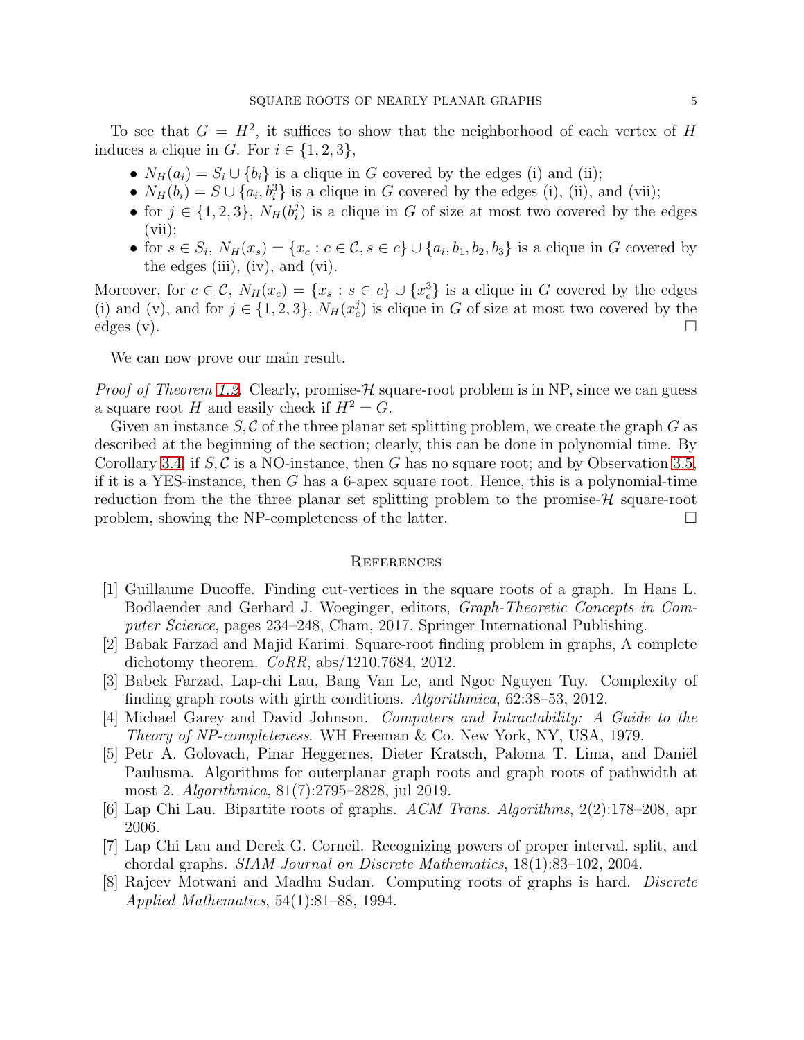To see that $G = H^2$, it suffices to show that the neighborhood of each vertex of $H$ induces a clique in $G$. For $i \in \{1, 2, 3\}$,

- $N_H(a_i) = S_i \cup \{b_i\}$ is a clique in $G$ covered by the edges (i) and (ii);
- $N_H(b_i) = S \cup \{a_i, b_i^3\}$ is a clique in $G$ covered by the edges (i), (ii), and (vii);
- for $j \in \{1, 2, 3\}$, $N_H(b_i^j)$ is a clique in $G$ of size at most two covered by the edges (vii);
- for $s \in S_i$, $N_H(x_s) = \{x_c : c \in \mathcal{C}, s \in c\} \cup \{a_i, b_1, b_2, b_3\}$ is a clique in $G$ covered by the edges (iii), (iv), and (vi).

Moreover, for $c \in \mathcal{C}$, $N_H(x_c) = \{x_s : s \in c\} \cup \{x_c^3\}$ is a clique in $G$ covered by the edges (i) and (v), and for $j \in \{1, 2, 3\}$, $N_H(x_c^j)$ is clique in $G$ of size at most two covered by the edges (v). □

We can now prove our main result.

*Proof of Theorem 1.2.* Clearly, promise-$\mathcal{H}$ square-root problem is in NP, since we can guess a square root $H$ and easily check if $H^2 = G$.

Given an instance $S, \mathcal{C}$ of the three planar set splitting problem, we create the graph $G$ as described at the beginning of the section; clearly, this can be done in polynomial time. By Corollary 3.4, if $S, \mathcal{C}$ is a NO-instance, then $G$ has no square root; and by Observation 3.5, if it is a YES-instance, then $G$ has a 6-apex square root. Hence, this is a polynomial-time reduction from the the three planar set splitting problem to the promise-$\mathcal{H}$ square-root problem, showing the NP-completeness of the latter. □

## References

[1] Guillaume Ducoffe. Finding cut-vertices in the square roots of a graph. In Hans L. Bodlaender and Gerhard J. Woeginger, editors, *Graph-Theoretic Concepts in Computer Science*, pages 234–248, Cham, 2017. Springer International Publishing.

[2] Babak Farzad and Majid Karimi. Square-root finding problem in graphs, A complete dichotomy theorem. *CoRR*, abs/1210.7684, 2012.

[3] Babek Farzad, Lap-chi Lau, Bang Van Le, and Ngoc Nguyen Tuy. Complexity of finding graph roots with girth conditions. *Algorithmica*, 62:38–53, 2012.

[4] Michael Garey and David Johnson. *Computers and Intractability: A Guide to the Theory of NP-completeness*. WH Freeman & Co. New York, NY, USA, 1979.

[5] Petr A. Golovach, Pinar Heggernes, Dieter Kratsch, Paloma T. Lima, and Daniël Paulusma. Algorithms for outerplanar graph roots and graph roots of pathwidth at most 2. *Algorithmica*, 81(7):2795–2828, jul 2019.

[6] Lap Chi Lau. Bipartite roots of graphs. *ACM Trans. Algorithms*, 2(2):178–208, apr 2006.

[7] Lap Chi Lau and Derek G. Corneil. Recognizing powers of proper interval, split, and chordal graphs. *SIAM Journal on Discrete Mathematics*, 18(1):83–102, 2004.

[8] Rajeev Motwani and Madhu Sudan. Computing roots of graphs is hard. *Discrete Applied Mathematics*, 54(1):81–88, 1994.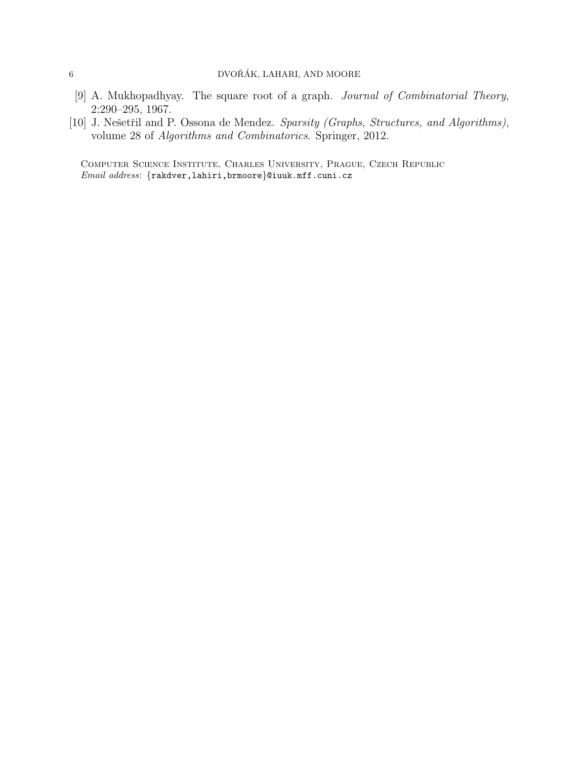[9] A. Mukhopadhyay. The square root of a graph. *Journal of Combinatorial Theory*, 2:290–295, 1967.

[10] J. Nešetřil and P. Ossona de Mendez. *Sparsity (Graphs, Structures, and Algorithms)*, volume 28 of *Algorithms and Combinatorics*. Springer, 2012.

Computer Science Institute, Charles University, Prague, Czech Republic
*Email address*: {rakdver,lahiri,brmoore}@iuuk.mff.cuni.cz